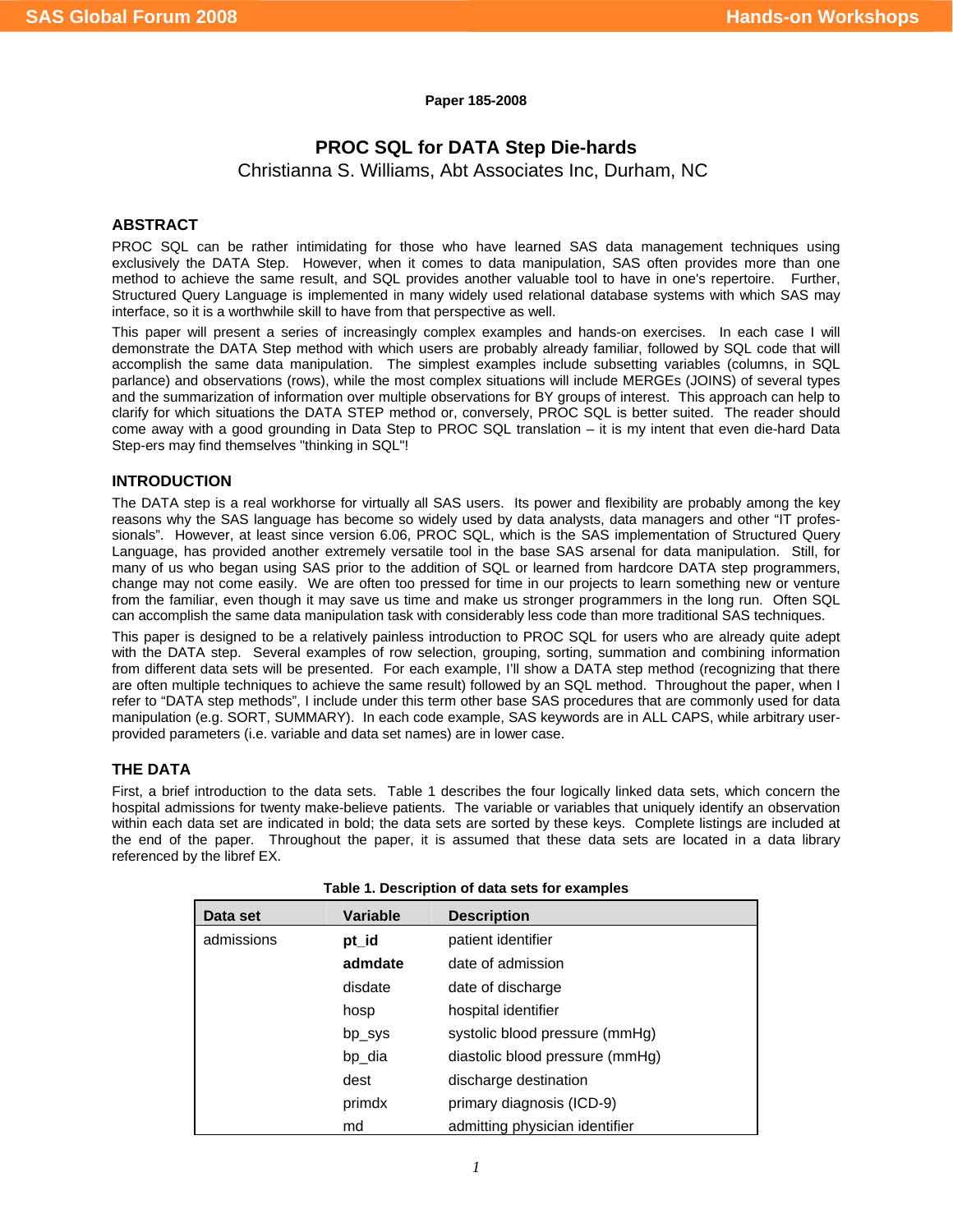Paper 185-2008

# PROC SQL for DATA Step Die-hards

Christianna S. Williams, Abt Associates Inc, Durham, NC

## ABSTRACT

PROC SQL can be rather intimidating for those who have learned SAS data management techniques using exclusively the DATA Step. However, when it comes to data manipulation, SAS often provides more than one method to achieve the same result, and SQL provides another valuable tool to have in one's repertoire. Further, Structured Query Language is implemented in many widely used relational database systems with which SAS may interface, so it is a worthwhile skill to have from that perspective as well.

This paper will present a series of increasingly complex examples and hands-on exercises. In each case I will demonstrate the DATA Step method with which users are probably already familiar, followed by SQL code that will accomplish the same data manipulation. The simplest examples include subsetting variables (columns, in SQL parlance) and observations (rows), while the most complex situations will include MERGEs (JOINS) of several types and the summarization of information over multiple observations for BY groups of interest. This approach can help to clarify for which situations the DATA STEP method or, conversely, PROC SQL is better suited. The reader should come away with a good grounding in Data Step to PROC SQL translation – it is my intent that even die-hard Data Step-ers may find themselves "thinking in SQL"!

## INTRODUCTION

The DATA step is a real workhorse for virtually all SAS users. Its power and flexibility are probably among the key reasons why the SAS language has become so widely used by data analysts, data managers and other "IT professionals". However, at least since version 6.06, PROC SQL, which is the SAS implementation of Structured Query Language, has provided another extremely versatile tool in the base SAS arsenal for data manipulation. Still, for many of us who began using SAS prior to the addition of SQL or learned from hardcore DATA step programmers, change may not come easily. We are often too pressed for time in our projects to learn something new or venture from the familiar, even though it may save us time and make us stronger programmers in the long run. Often SQL can accomplish the same data manipulation task with considerably less code than more traditional SAS techniques.

This paper is designed to be a relatively painless introduction to PROC SQL for users who are already quite adept with the DATA step. Several examples of row selection, grouping, sorting, summation and combining information from different data sets will be presented. For each example, I'll show a DATA step method (recognizing that there are often multiple techniques to achieve the same result) followed by an SQL method. Throughout the paper, when I refer to "DATA step methods", I include under this term other base SAS procedures that are commonly used for data manipulation (e.g. SORT, SUMMARY). In each code example, SAS keywords are in ALL CAPS, while arbitrary user-provided parameters (i.e. variable and data set names) are in lower case.

## THE DATA

First, a brief introduction to the data sets. Table 1 describes the four logically linked data sets, which concern the hospital admissions for twenty make-believe patients. The variable or variables that uniquely identify an observation within each data set are indicated in bold; the data sets are sorted by these keys. Complete listings are included at the end of the paper. Throughout the paper, it is assumed that these data sets are located in a data library referenced by the libref EX.

**Table 1. Description of data sets for examples**

| Data set | Variable | Description |
|---|---|---|
| admissions | **pt_id** | patient identifier |
| | **admdate** | date of admission |
| | disdate | date of discharge |
| | hosp | hospital identifier |
| | bp_sys | systolic blood pressure (mmHg) |
| | bp_dia | diastolic blood pressure (mmHg) |
| | dest | discharge destination |
| | primdx | primary diagnosis (ICD-9) |
| | md | admitting physician identifier |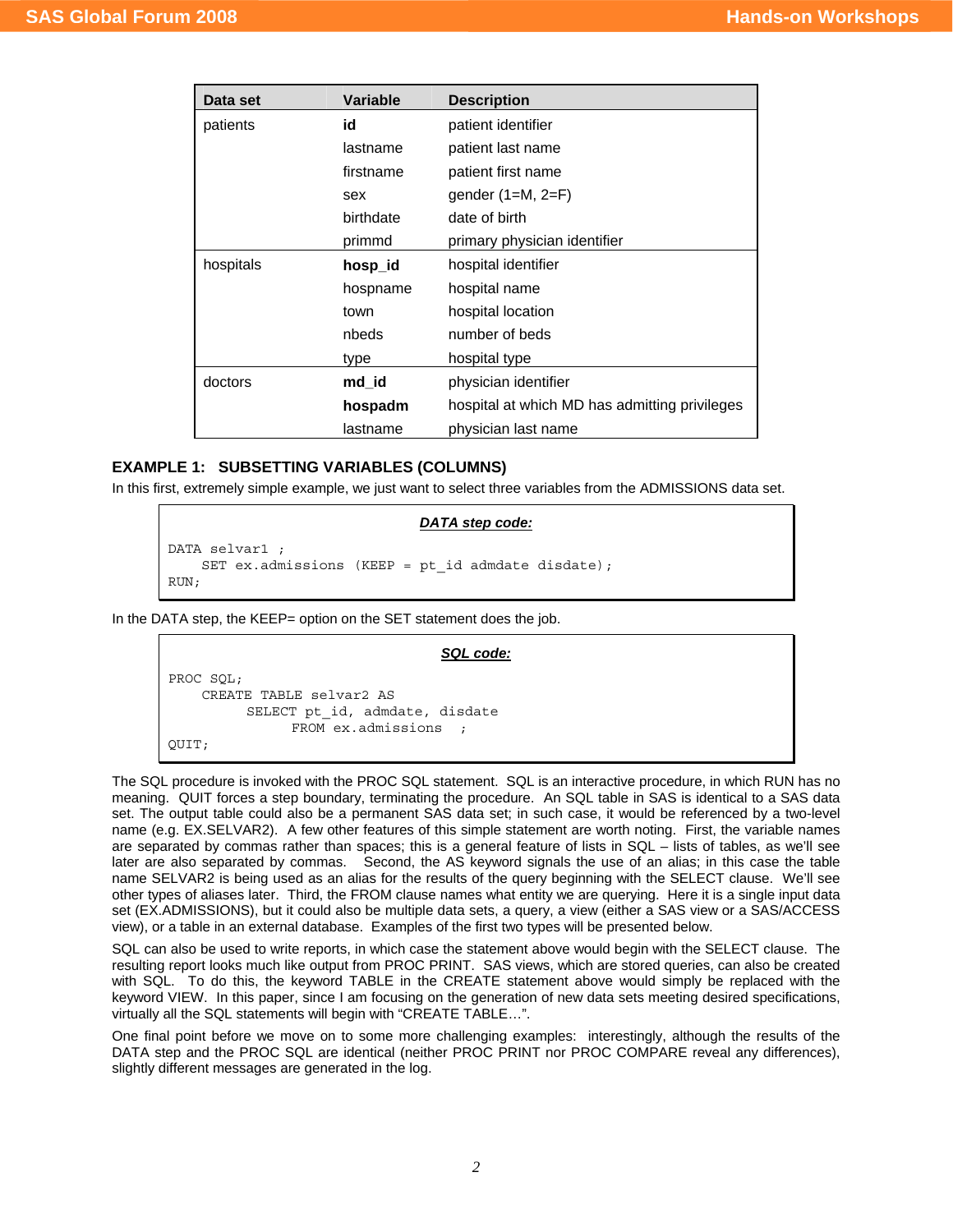| Data set | Variable | Description |
|---|---|---|
| patients | **id** | patient identifier |
| | lastname | patient last name |
| | firstname | patient first name |
| | sex | gender (1=M, 2=F) |
| | birthdate | date of birth |
| | primmd | primary physician identifier |
| hospitals | **hosp_id** | hospital identifier |
| | hospname | hospital name |
| | town | hospital location |
| | nbeds | number of beds |
| | type | hospital type |
| doctors | **md_id** | physician identifier |
| | **hospadm** | hospital at which MD has admitting privileges |
| | lastname | physician last name |

### EXAMPLE 1: SUBSETTING VARIABLES (COLUMNS)

In this first, extremely simple example, we just want to select three variables from the ADMISSIONS data set.

***DATA step code:***

```
DATA selvar1 ;
    SET ex.admissions (KEEP = pt_id admdate disdate);
RUN;
```

In the DATA step, the KEEP= option on the SET statement does the job.

***SQL code:***

```
PROC SQL;
    CREATE TABLE selvar2 AS
         SELECT pt_id, admdate, disdate
              FROM ex.admissions  ;
QUIT;
```

The SQL procedure is invoked with the PROC SQL statement. SQL is an interactive procedure, in which RUN has no meaning. QUIT forces a step boundary, terminating the procedure. An SQL table in SAS is identical to a SAS data set. The output table could also be a permanent SAS data set; in such case, it would be referenced by a two-level name (e.g. EX.SELVAR2). A few other features of this simple statement are worth noting. First, the variable names are separated by commas rather than spaces; this is a general feature of lists in SQL – lists of tables, as we'll see later are also separated by commas. Second, the AS keyword signals the use of an alias; in this case the table name SELVAR2 is being used as an alias for the results of the query beginning with the SELECT clause. We'll see other types of aliases later. Third, the FROM clause names what entity we are querying. Here it is a single input data set (EX.ADMISSIONS), but it could also be multiple data sets, a query, a view (either a SAS view or a SAS/ACCESS view), or a table in an external database. Examples of the first two types will be presented below.

SQL can also be used to write reports, in which case the statement above would begin with the SELECT clause. The resulting report looks much like output from PROC PRINT. SAS views, which are stored queries, can also be created with SQL. To do this, the keyword TABLE in the CREATE statement above would simply be replaced with the keyword VIEW. In this paper, since I am focusing on the generation of new data sets meeting desired specifications, virtually all the SQL statements will begin with "CREATE TABLE…".

One final point before we move on to some more challenging examples: interestingly, although the results of the DATA step and the PROC SQL are identical (neither PROC PRINT nor PROC COMPARE reveal any differences), slightly different messages are generated in the log.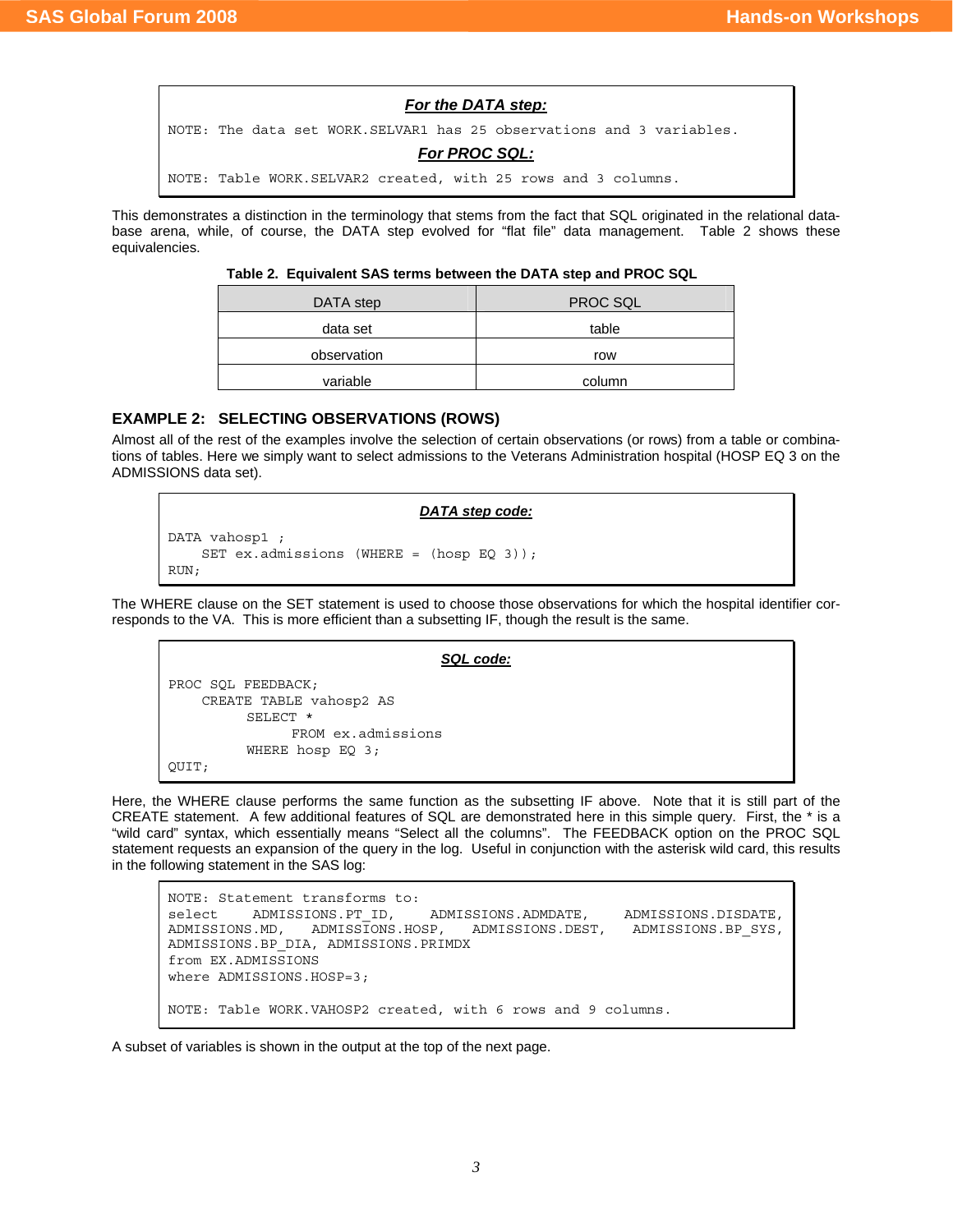**For the DATA step:**

```
NOTE: The data set WORK.SELVAR1 has 25 observations and 3 variables.
```

**For PROC SQL:**

```
NOTE: Table WORK.SELVAR2 created, with 25 rows and 3 columns.
```

This demonstrates a distinction in the terminology that stems from the fact that SQL originated in the relational database arena, while, of course, the DATA step evolved for "flat file" data management. Table 2 shows these equivalencies.

**Table 2. Equivalent SAS terms between the DATA step and PROC SQL**

| DATA step | PROC SQL |
|---|---|
| data set | table |
| observation | row |
| variable | column |

### EXAMPLE 2: SELECTING OBSERVATIONS (ROWS)

Almost all of the rest of the examples involve the selection of certain observations (or rows) from a table or combinations of tables. Here we simply want to select admissions to the Veterans Administration hospital (HOSP EQ 3 on the ADMISSIONS data set).

**DATA step code:**

```
DATA vahosp1 ;
    SET ex.admissions (WHERE = (hosp EQ 3));
RUN;
```

The WHERE clause on the SET statement is used to choose those observations for which the hospital identifier corresponds to the VA. This is more efficient than a subsetting IF, though the result is the same.

**SQL code:**

```
PROC SQL FEEDBACK;
    CREATE TABLE vahosp2 AS
         SELECT *
              FROM ex.admissions
         WHERE hosp EQ 3;
QUIT;
```

Here, the WHERE clause performs the same function as the subsetting IF above. Note that it is still part of the CREATE statement. A few additional features of SQL are demonstrated here in this simple query. First, the * is a "wild card" syntax, which essentially means "Select all the columns". The FEEDBACK option on the PROC SQL statement requests an expansion of the query in the log. Useful in conjunction with the asterisk wild card, this results in the following statement in the SAS log:

```
NOTE: Statement transforms to:
select    ADMISSIONS.PT_ID,    ADMISSIONS.ADMDATE,    ADMISSIONS.DISDATE,
ADMISSIONS.MD,   ADMISSIONS.HOSP,   ADMISSIONS.DEST,   ADMISSIONS.BP_SYS,
ADMISSIONS.BP_DIA, ADMISSIONS.PRIMDX
from EX.ADMISSIONS
where ADMISSIONS.HOSP=3;

NOTE: Table WORK.VAHOSP2 created, with 6 rows and 9 columns.
```

A subset of variables is shown in the output at the top of the next page.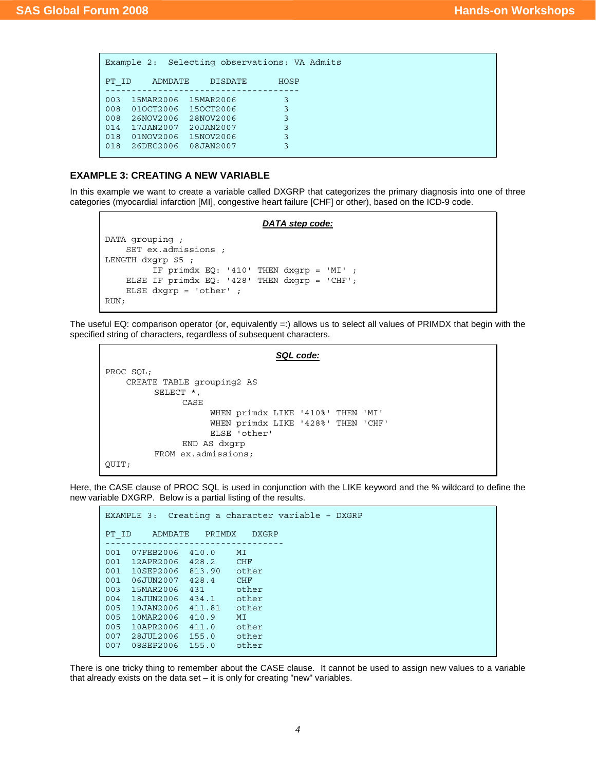```
Example 2:  Selecting observations: VA Admits

PT_ID    ADMDATE    DISDATE      HOSP
-------------------------------------
003  15MAR2006  15MAR2006         3
008  01OCT2006  15OCT2006         3
008  26NOV2006  28NOV2006         3
014  17JAN2007  20JAN2007         3
018  01NOV2006  15NOV2006         3
018  26DEC2006  08JAN2007         3
```

### EXAMPLE 3: CREATING A NEW VARIABLE

In this example we want to create a variable called DXGRP that categorizes the primary diagnosis into one of three categories (myocardial infarction [MI], congestive heart failure [CHF] or other), based on the ICD-9 code.

***DATA step code:***

```
DATA grouping ;
    SET ex.admissions ;
LENGTH dxgrp $5 ;
         IF primdx EQ: '410' THEN dxgrp = 'MI' ;
    ELSE IF primdx EQ: '428' THEN dxgrp = 'CHF';
    ELSE dxgrp = 'other' ;
RUN;
```

The useful EQ: comparison operator (or, equivalently =:) allows us to select all values of PRIMDX that begin with the specified string of characters, regardless of subsequent characters.

***SQL code:***

```
PROC SQL;
    CREATE TABLE grouping2 AS
         SELECT *,
              CASE
                   WHEN primdx LIKE '410%' THEN 'MI'
                   WHEN primdx LIKE '428%' THEN 'CHF'
                   ELSE 'other'
              END AS dxgrp
         FROM ex.admissions;
QUIT;
```

Here, the CASE clause of PROC SQL is used in conjunction with the LIKE keyword and the % wildcard to define the new variable DXGRP. Below is a partial listing of the results.

```
EXAMPLE 3:  Creating a character variable - DXGRP

PT_ID    ADMDATE    PRIMDX   DXGRP
----------------------------------
001  07FEB2006  410.0    MI
001  12APR2006  428.2    CHF
001  10SEP2006  813.90   other
001  06JUN2007  428.4    CHF
003  15MAR2006  431      other
004  18JUN2006  434.1    other
005  19JAN2006  411.81   other
005  10MAR2006  410.9    MI
005  10APR2006  411.0    other
007  28JUL2006  155.0    other
007  08SEP2006  155.0    other
```

There is one tricky thing to remember about the CASE clause. It cannot be used to assign new values to a variable that already exists on the data set – it is only for creating "new" variables.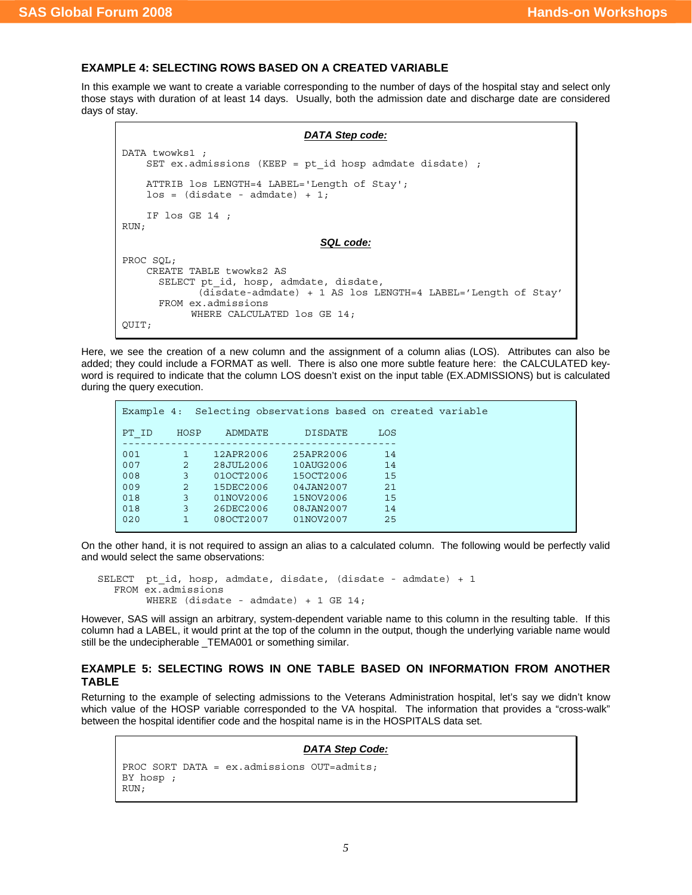### EXAMPLE 4: SELECTING ROWS BASED ON A CREATED VARIABLE

In this example we want to create a variable corresponding to the number of days of the hospital stay and select only those stays with duration of at least 14 days. Usually, both the admission date and discharge date are considered days of stay.

***DATA Step code:***

```
DATA twowks1 ;
    SET ex.admissions (KEEP = pt_id hosp admdate disdate) ;

    ATTRIB los LENGTH=4 LABEL='Length of Stay';
    los = (disdate - admdate) + 1;

    IF los GE 14 ;
RUN;
```

***SQL code:***

```
PROC SQL;
    CREATE TABLE twowks2 AS
      SELECT pt_id, hosp, admdate, disdate,
             (disdate-admdate) + 1 AS los LENGTH=4 LABEL='Length of Stay'
      FROM ex.admissions
            WHERE CALCULATED los GE 14;
QUIT;
```

Here, we see the creation of a new column and the assignment of a column alias (LOS). Attributes can also be added; they could include a FORMAT as well. There is also one more subtle feature here: the CALCULATED key-word is required to indicate that the column LOS doesn't exist on the input table (EX.ADMISSIONS) but is calculated during the query execution.

```
Example 4:  Selecting observations based on created variable

PT_ID    HOSP    ADMDATE      DISDATE      LOS
----------------------------------------------
001       1     12APR2006    25APR2006      14
007       2     28JUL2006    10AUG2006      14
008       3     01OCT2006    15OCT2006      15
009       2     15DEC2006    04JAN2007      21
018       3     01NOV2006    15NOV2006      15
018       3     26DEC2006    08JAN2007      14
020       1     08OCT2007    01NOV2007      25
```

On the other hand, it is not required to assign an alias to a calculated column. The following would be perfectly valid and would select the same observations:

```
SELECT  pt_id, hosp, admdate, disdate, (disdate - admdate) + 1
   FROM ex.admissions
        WHERE (disdate - admdate) + 1 GE 14;
```

However, SAS will assign an arbitrary, system-dependent variable name to this column in the resulting table. If this column had a LABEL, it would print at the top of the column in the output, though the underlying variable name would still be the undecipherable _TEMA001 or something similar.

### EXAMPLE 5: SELECTING ROWS IN ONE TABLE BASED ON INFORMATION FROM ANOTHER TABLE

Returning to the example of selecting admissions to the Veterans Administration hospital, let's say we didn't know which value of the HOSP variable corresponded to the VA hospital. The information that provides a "cross-walk" between the hospital identifier code and the hospital name is in the HOSPITALS data set.

***DATA Step Code:***

```
PROC SORT DATA = ex.admissions OUT=admits;
BY hosp ;
RUN;
```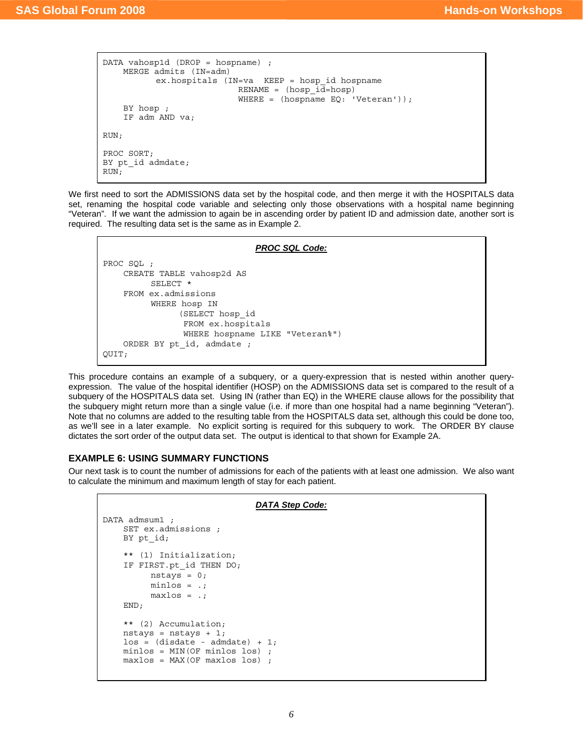```
DATA vahosp1d (DROP = hospname) ;
    MERGE admits (IN=adm)
          ex.hospitals (IN=va  KEEP = hosp_id hospname
                          RENAME = (hosp_id=hosp)
                          WHERE = (hospname EQ: 'Veteran'));
    BY hosp ;
    IF adm AND va;

RUN;

PROC SORT;
BY pt_id admdate;
RUN;
```

We first need to sort the ADMISSIONS data set by the hospital code, and then merge it with the HOSPITALS data set, renaming the hospital code variable and selecting only those observations with a hospital name beginning "Veteran". If we want the admission to again be in ascending order by patient ID and admission date, another sort is required. The resulting data set is the same as in Example 2.

***PROC SQL Code:***

```
PROC SQL ;
    CREATE TABLE vahosp2d AS
         SELECT *
    FROM ex.admissions
         WHERE hosp IN
               (SELECT hosp_id
                FROM ex.hospitals
                WHERE hospname LIKE "Veteran%")
    ORDER BY pt_id, admdate ;
QUIT;
```

This procedure contains an example of a subquery, or a query-expression that is nested within another query-expression. The value of the hospital identifier (HOSP) on the ADMISSIONS data set is compared to the result of a subquery of the HOSPITALS data set. Using IN (rather than EQ) in the WHERE clause allows for the possibility that the subquery might return more than a single value (i.e. if more than one hospital had a name beginning "Veteran"). Note that no columns are added to the resulting table from the HOSPITALS data set, although this could be done too, as we'll see in a later example. No explicit sorting is required for this subquery to work. The ORDER BY clause dictates the sort order of the output data set. The output is identical to that shown for Example 2A.

## EXAMPLE 6: USING SUMMARY FUNCTIONS

Our next task is to count the number of admissions for each of the patients with at least one admission. We also want to calculate the minimum and maximum length of stay for each patient.

***DATA Step Code:***

```
DATA admsum1 ;
    SET ex.admissions ;
    BY pt_id;

    ** (1) Initialization;
    IF FIRST.pt_id THEN DO;
         nstays = 0;
         minlos = .;
         maxlos = .;
    END;

    ** (2) Accumulation;
    nstays = nstays + 1;
    los = (disdate - admdate) + 1;
    minlos = MIN(OF minlos los) ;
    maxlos = MAX(OF maxlos los) ;
```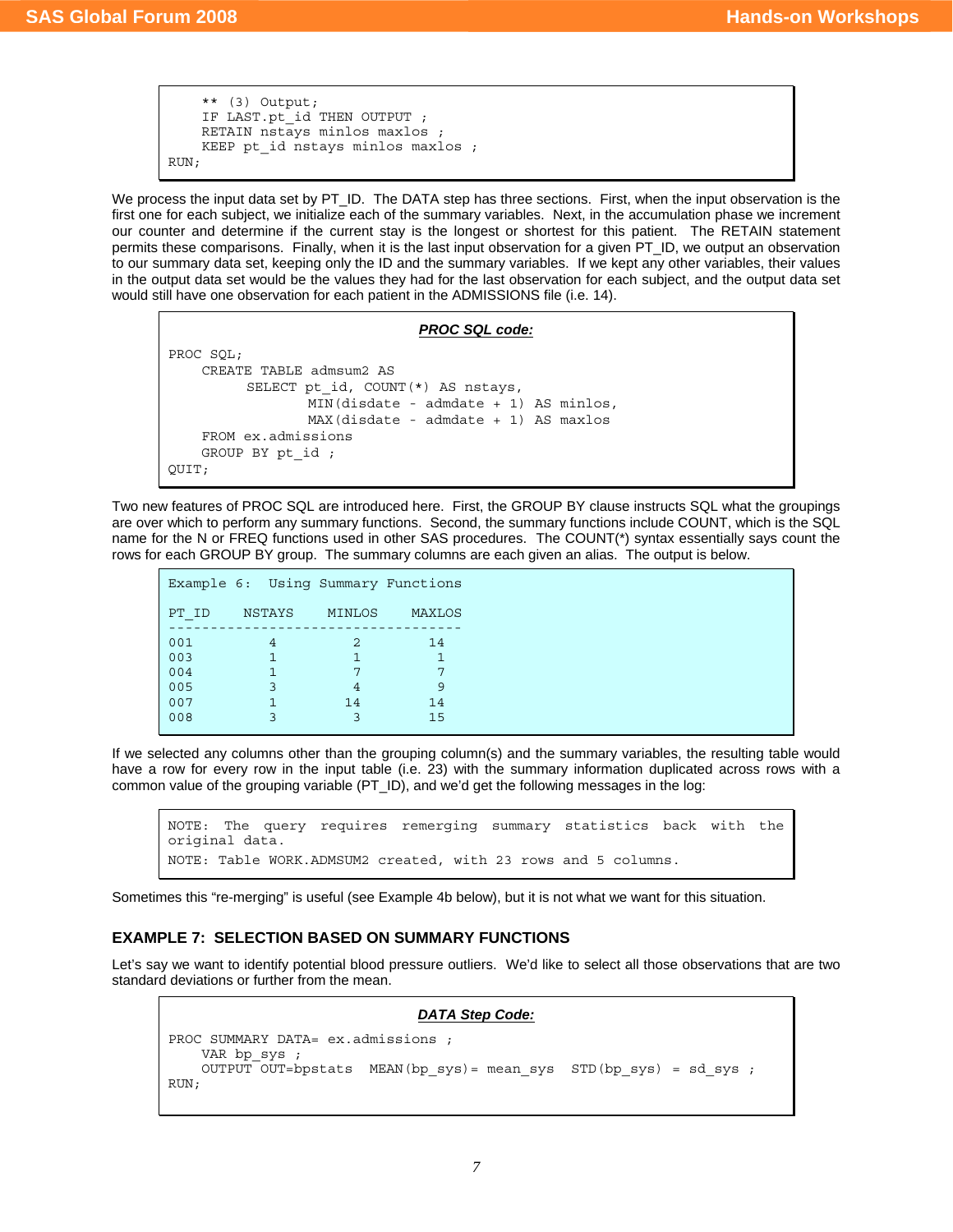```
    ** (3) Output;
    IF LAST.pt_id THEN OUTPUT ;
    RETAIN nstays minlos maxlos ;
    KEEP pt_id nstays minlos maxlos ;
RUN;
```

We process the input data set by PT_ID. The DATA step has three sections. First, when the input observation is the first one for each subject, we initialize each of the summary variables. Next, in the accumulation phase we increment our counter and determine if the current stay is the longest or shortest for this patient. The RETAIN statement permits these comparisons. Finally, when it is the last input observation for a given PT_ID, we output an observation to our summary data set, keeping only the ID and the summary variables. If we kept any other variables, their values in the output data set would be the values they had for the last observation for each subject, and the output data set would still have one observation for each patient in the ADMISSIONS file (i.e. 14).

***<u>PROC SQL code:</u>***

```
PROC SQL;
    CREATE TABLE admsum2 AS
         SELECT pt_id, COUNT(*) AS nstays,
                MIN(disdate - admdate + 1) AS minlos,
                MAX(disdate - admdate + 1) AS maxlos
    FROM ex.admissions
    GROUP BY pt_id ;
QUIT;
```

Two new features of PROC SQL are introduced here. First, the GROUP BY clause instructs SQL what the groupings are over which to perform any summary functions. Second, the summary functions include COUNT, which is the SQL name for the N or FREQ functions used in other SAS procedures. The COUNT(*) syntax essentially says count the rows for each GROUP BY group. The summary columns are each given an alias. The output is below.

```
Example 6:  Using Summary Functions

PT_ID    NSTAYS    MINLOS    MAXLOS
-----------------------------------
001         4         2        14
003         1         1         1
004         1         7         7
005         3         4         9
007         1        14        14
008         3         3        15
```

If we selected any columns other than the grouping column(s) and the summary variables, the resulting table would have a row for every row in the input table (i.e. 23) with the summary information duplicated across rows with a common value of the grouping variable (PT_ID), and we'd get the following messages in the log:

```
NOTE: The query requires remerging summary statistics back with the
original data.
NOTE: Table WORK.ADMSUM2 created, with 23 rows and 5 columns.
```

Sometimes this "re-merging" is useful (see Example 4b below), but it is not what we want for this situation.

### EXAMPLE 7: SELECTION BASED ON SUMMARY FUNCTIONS

Let's say we want to identify potential blood pressure outliers. We'd like to select all those observations that are two standard deviations or further from the mean.

***<u>DATA Step Code:</u>***

```
PROC SUMMARY DATA= ex.admissions ;
    VAR bp_sys ;
    OUTPUT OUT=bpstats  MEAN(bp_sys)= mean_sys  STD(bp_sys) = sd_sys ;
RUN;
```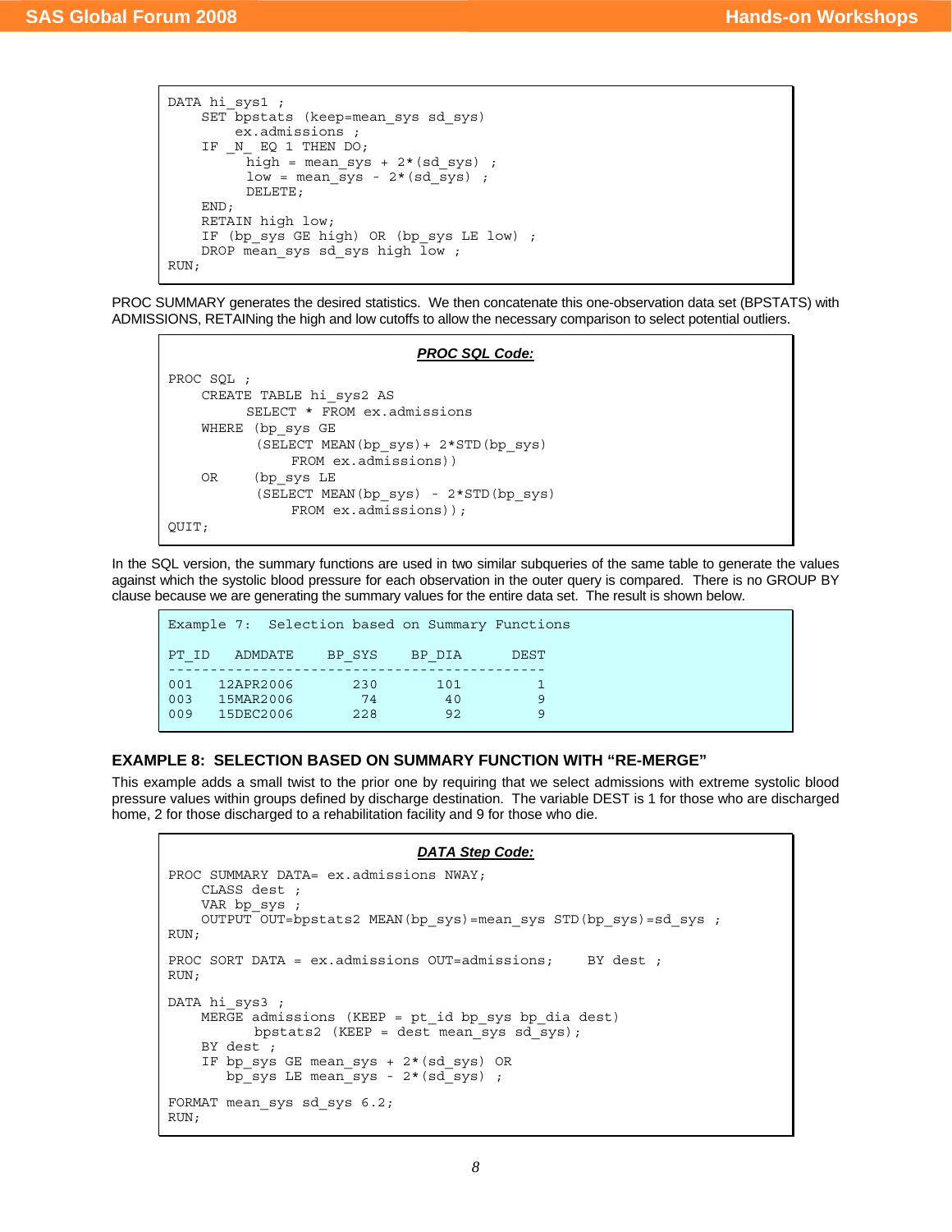```
DATA hi_sys1 ;
    SET bpstats (keep=mean_sys sd_sys)
        ex.admissions ;
    IF _N_ EQ 1 THEN DO;
         high = mean_sys + 2*(sd_sys) ;
         low = mean_sys - 2*(sd_sys) ;
         DELETE;
    END;
    RETAIN high low;
    IF (bp_sys GE high) OR (bp_sys LE low) ;
    DROP mean_sys sd_sys high low ;
RUN;
```

PROC SUMMARY generates the desired statistics. We then concatenate this one-observation data set (BPSTATS) with ADMISSIONS, RETAINing the high and low cutoffs to allow the necessary comparison to select potential outliers.

***PROC SQL Code:***

```
PROC SQL ;
    CREATE TABLE hi_sys2 AS
         SELECT * FROM ex.admissions
    WHERE (bp_sys GE
          (SELECT MEAN(bp_sys)+ 2*STD(bp_sys)
               FROM ex.admissions))
    OR    (bp_sys LE
          (SELECT MEAN(bp_sys) - 2*STD(bp_sys)
               FROM ex.admissions));
QUIT;
```

In the SQL version, the summary functions are used in two similar subqueries of the same table to generate the values against which the systolic blood pressure for each observation in the outer query is compared. There is no GROUP BY clause because we are generating the summary values for the entire data set. The result is shown below.

```
Example 7:  Selection based on Summary Functions

PT_ID   ADMDATE    BP_SYS    BP_DIA      DEST
---------------------------------------------
001    12APR2006       230       101         1
003    15MAR2006        74        40         9
009    15DEC2006       228        92         9
```

### EXAMPLE 8: SELECTION BASED ON SUMMARY FUNCTION WITH “RE-MERGE”

This example adds a small twist to the prior one by requiring that we select admissions with extreme systolic blood pressure values within groups defined by discharge destination. The variable DEST is 1 for those who are discharged home, 2 for those discharged to a rehabilitation facility and 9 for those who die.

***DATA Step Code:***

```
PROC SUMMARY DATA= ex.admissions NWAY;
    CLASS dest ;
    VAR bp_sys ;
    OUTPUT OUT=bpstats2 MEAN(bp_sys)=mean_sys STD(bp_sys)=sd_sys ;
RUN;

PROC SORT DATA = ex.admissions OUT=admissions;    BY dest ;
RUN;

DATA hi_sys3 ;
    MERGE admissions (KEEP = pt_id bp_sys bp_dia dest)
          bpstats2 (KEEP = dest mean_sys sd_sys);
    BY dest ;
    IF bp_sys GE mean_sys + 2*(sd_sys) OR
       bp_sys LE mean_sys - 2*(sd_sys) ;

FORMAT mean_sys sd_sys 6.2;
RUN;
```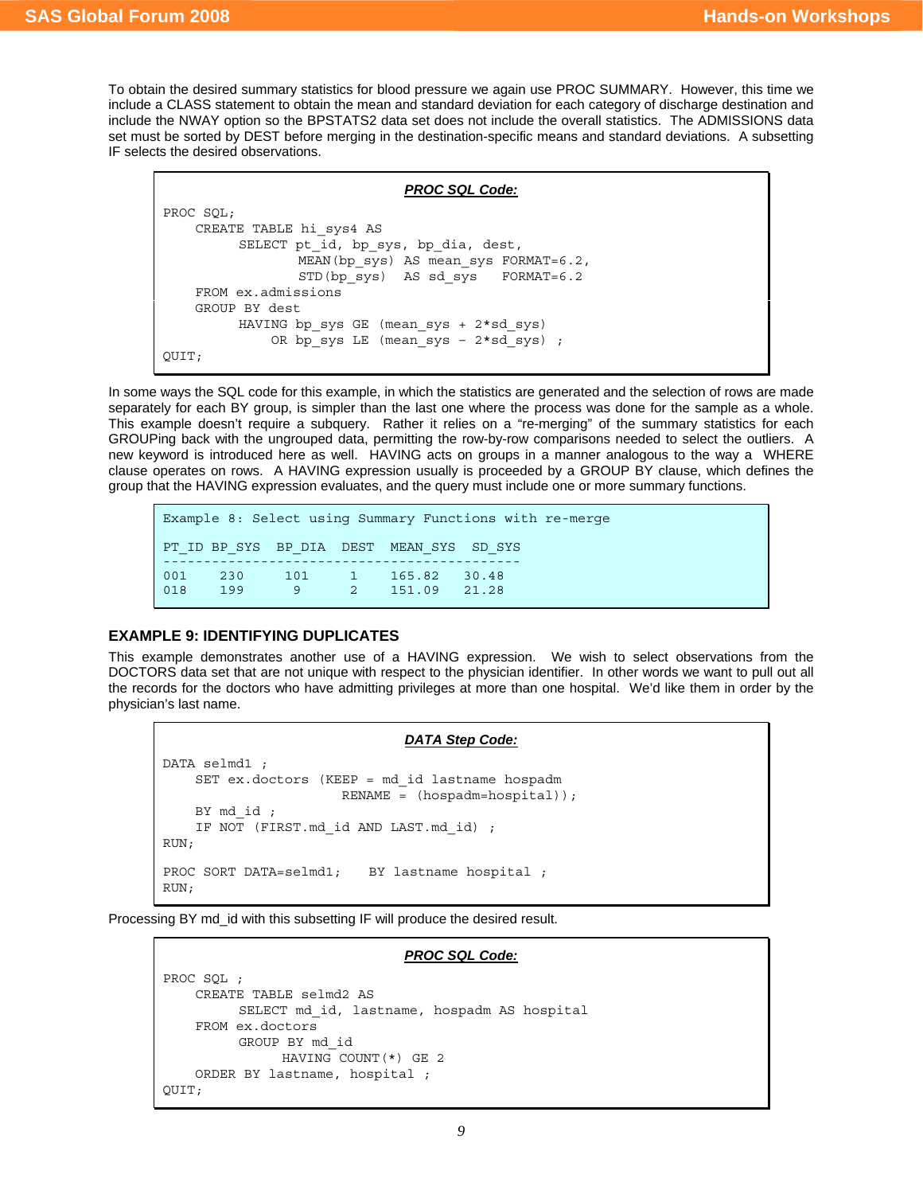To obtain the desired summary statistics for blood pressure we again use PROC SUMMARY. However, this time we include a CLASS statement to obtain the mean and standard deviation for each category of discharge destination and include the NWAY option so the BPSTATS2 data set does not include the overall statistics. The ADMISSIONS data set must be sorted by DEST before merging in the destination-specific means and standard deviations. A subsetting IF selects the desired observations.

***PROC SQL Code:***

```
PROC SQL;
    CREATE TABLE hi_sys4 AS
         SELECT pt_id, bp_sys, bp_dia, dest,
                MEAN(bp_sys) AS mean_sys FORMAT=6.2,
                STD(bp_sys)  AS sd_sys   FORMAT=6.2
    FROM ex.admissions
    GROUP BY dest
         HAVING bp_sys GE (mean_sys + 2*sd_sys)
             OR bp_sys LE (mean_sys - 2*sd_sys) ;
QUIT;
```

In some ways the SQL code for this example, in which the statistics are generated and the selection of rows are made separately for each BY group, is simpler than the last one where the process was done for the sample as a whole. This example doesn't require a subquery. Rather it relies on a "re-merging" of the summary statistics for each GROUPing back with the ungrouped data, permitting the row-by-row comparisons needed to select the outliers. A new keyword is introduced here as well. HAVING acts on groups in a manner analogous to the way a WHERE clause operates on rows. A HAVING expression usually is proceeded by a GROUP BY clause, which defines the group that the HAVING expression evaluates, and the query must include one or more summary functions.

```
Example 8: Select using Summary Functions with re-merge

PT_ID BP_SYS  BP_DIA  DEST  MEAN_SYS  SD_SYS
--------------------------------------------
001    230     101     1     165.82   30.48
018    199      9      2     151.09   21.28
```

## EXAMPLE 9: IDENTIFYING DUPLICATES

This example demonstrates another use of a HAVING expression. We wish to select observations from the DOCTORS data set that are not unique with respect to the physician identifier. In other words we want to pull out all the records for the doctors who have admitting privileges at more than one hospital. We'd like them in order by the physician's last name.

***DATA Step Code:***

```
DATA selmd1 ;
    SET ex.doctors (KEEP = md_id lastname hospadm
                  RENAME = (hospadm=hospital));
    BY md_id ;
    IF NOT (FIRST.md_id AND LAST.md_id) ;
RUN;

PROC SORT DATA=selmd1;   BY lastname hospital ;
RUN;
```

Processing BY md_id with this subsetting IF will produce the desired result.

***PROC SQL Code:***

```
PROC SQL ;
    CREATE TABLE selmd2 AS
         SELECT md_id, lastname, hospadm AS hospital
    FROM ex.doctors
         GROUP BY md_id
              HAVING COUNT(*) GE 2
    ORDER BY lastname, hospital ;
QUIT;
```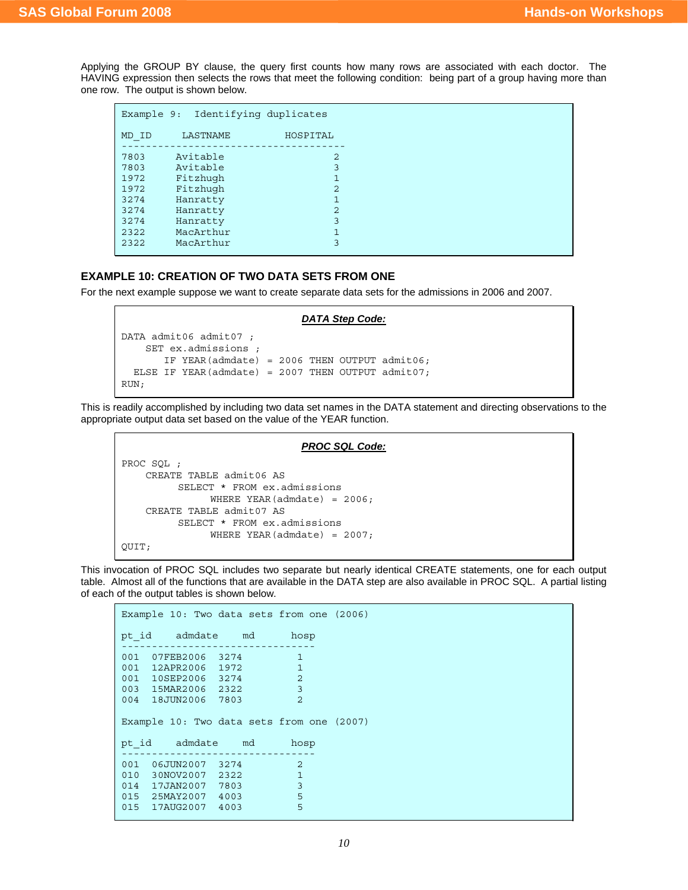Applying the GROUP BY clause, the query first counts how many rows are associated with each doctor. The HAVING expression then selects the rows that meet the following condition: being part of a group having more than one row. The output is shown below.

```
Example 9:  Identifying duplicates

MD_ID     LASTNAME         HOSPITAL
-------------------------------------
7803     Avitable                 2
7803     Avitable                 3
1972     Fitzhugh                 1
1972     Fitzhugh                 2
3274     Hanratty                 1
3274     Hanratty                 2
3274     Hanratty                 3
2322     MacArthur                1
2322     MacArthur                3
```

## EXAMPLE 10: CREATION OF TWO DATA SETS FROM ONE

For the next example suppose we want to create separate data sets for the admissions in 2006 and 2007.

***DATA Step Code:***

```
DATA admit06 admit07 ;
    SET ex.admissions ;
       IF YEAR(admdate) = 2006 THEN OUTPUT admit06;
  ELSE IF YEAR(admdate) = 2007 THEN OUTPUT admit07;
RUN;
```

This is readily accomplished by including two data set names in the DATA statement and directing observations to the appropriate output data set based on the value of the YEAR function.

***PROC SQL Code:***

```
PROC SQL ;
    CREATE TABLE admit06 AS
         SELECT * FROM ex.admissions
              WHERE YEAR(admdate) = 2006;
    CREATE TABLE admit07 AS
         SELECT * FROM ex.admissions
              WHERE YEAR(admdate) = 2007;
QUIT;
```

This invocation of PROC SQL includes two separate but nearly identical CREATE statements, one for each output table. Almost all of the functions that are available in the DATA step are also available in PROC SQL. A partial listing of each of the output tables is shown below.

```
Example 10: Two data sets from one (2006)

pt_id    admdate    md      hosp
--------------------------------
001  07FEB2006  3274         1
001  12APR2006  1972         1
001  10SEP2006  3274         2
003  15MAR2006  2322         3
004  18JUN2006  7803         2

Example 10: Two data sets from one (2007)

pt_id    admdate    md      hosp
--------------------------------
001  06JUN2007  3274         2
010  30NOV2007  2322         1
014  17JAN2007  7803         3
015  25MAY2007  4003         5
015  17AUG2007  4003         5
```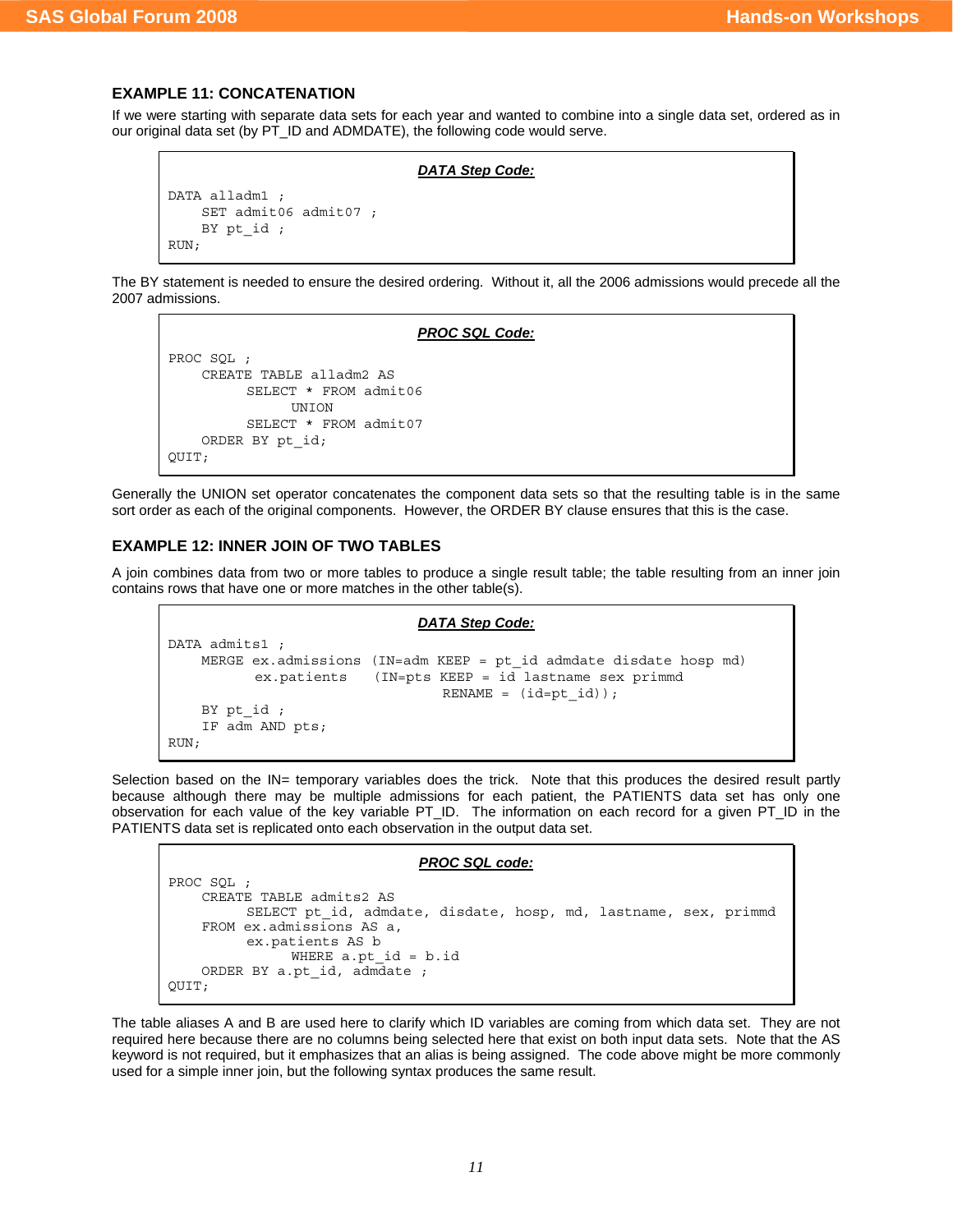### EXAMPLE 11: CONCATENATION

If we were starting with separate data sets for each year and wanted to combine into a single data set, ordered as in our original data set (by PT_ID and ADMDATE), the following code would serve.

***DATA Step Code:***

```
DATA alladm1 ;
    SET admit06 admit07 ;
    BY pt_id ;
RUN;
```

The BY statement is needed to ensure the desired ordering. Without it, all the 2006 admissions would precede all the 2007 admissions.

***PROC SQL Code:***

```
PROC SQL ;
    CREATE TABLE alladm2 AS
         SELECT * FROM admit06
              UNION
         SELECT * FROM admit07
    ORDER BY pt_id;
QUIT;
```

Generally the UNION set operator concatenates the component data sets so that the resulting table is in the same sort order as each of the original components. However, the ORDER BY clause ensures that this is the case.

### EXAMPLE 12: INNER JOIN OF TWO TABLES

A join combines data from two or more tables to produce a single result table; the table resulting from an inner join contains rows that have one or more matches in the other table(s).

***DATA Step Code:***

```
DATA admits1 ;
    MERGE ex.admissions (IN=adm KEEP = pt_id admdate disdate hosp md)
          ex.patients   (IN=pts KEEP = id lastname sex primmd
                                 RENAME = (id=pt_id));
    BY pt_id ;
    IF adm AND pts;
RUN;
```

Selection based on the IN= temporary variables does the trick. Note that this produces the desired result partly because although there may be multiple admissions for each patient, the PATIENTS data set has only one observation for each value of the key variable PT_ID. The information on each record for a given PT_ID in the PATIENTS data set is replicated onto each observation in the output data set.

***PROC SQL code:***

```
PROC SQL ;
    CREATE TABLE admits2 AS
         SELECT pt_id, admdate, disdate, hosp, md, lastname, sex, primmd
    FROM ex.admissions AS a,
         ex.patients AS b
              WHERE a.pt_id = b.id
    ORDER BY a.pt_id, admdate ;
QUIT;
```

The table aliases A and B are used here to clarify which ID variables are coming from which data set. They are not required here because there are no columns being selected here that exist on both input data sets. Note that the AS keyword is not required, but it emphasizes that an alias is being assigned. The code above might be more commonly used for a simple inner join, but the following syntax produces the same result.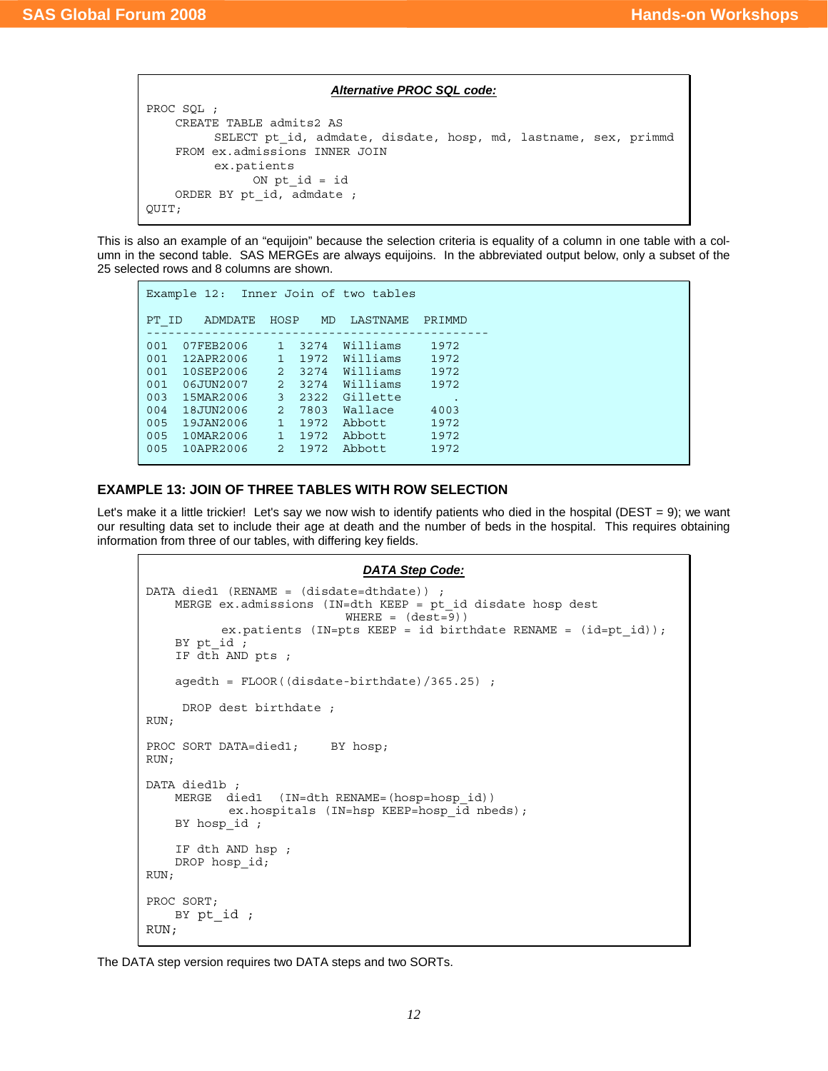***Alternative PROC SQL code:***

```
PROC SQL ;
    CREATE TABLE admits2 AS
         SELECT pt_id, admdate, disdate, hosp, md, lastname, sex, primmd
    FROM ex.admissions INNER JOIN
         ex.patients
              ON pt_id = id
    ORDER BY pt_id, admdate ;
QUIT;
```

This is also an example of an “equijoin” because the selection criteria is equality of a column in one table with a column in the second table. SAS MERGEs are always equijoins. In the abbreviated output below, only a subset of the 25 selected rows and 8 columns are shown.

```
Example 12:  Inner Join of two tables

PT_ID   ADMDATE  HOSP   MD  LASTNAME  PRIMMD
----------------------------------------------
001  07FEB2006    1  3274  Williams    1972
001  12APR2006    1  1972  Williams    1972
001  10SEP2006    2  3274  Williams    1972
001  06JUN2007    2  3274  Williams    1972
003  15MAR2006    3  2322  Gillette       .
004  18JUN2006    2  7803  Wallace     4003
005  19JAN2006    1  1972  Abbott      1972
005  10MAR2006    1  1972  Abbott      1972
005  10APR2006    2  1972  Abbott      1972
```

## EXAMPLE 13: JOIN OF THREE TABLES WITH ROW SELECTION

Let's make it a little trickier! Let's say we now wish to identify patients who died in the hospital (DEST = 9); we want our resulting data set to include their age at death and the number of beds in the hospital. This requires obtaining information from three of our tables, with differing key fields.

***DATA Step Code:***

```
DATA died1 (RENAME = (disdate=dthdate)) ;
    MERGE ex.admissions (IN=dth KEEP = pt_id disdate hosp dest
                               WHERE = (dest=9))
          ex.patients (IN=pts KEEP = id birthdate RENAME = (id=pt_id));
    BY pt_id ;
    IF dth AND pts ;

    agedth = FLOOR((disdate-birthdate)/365.25) ;

     DROP dest birthdate ;
RUN;

PROC SORT DATA=died1;     BY hosp;
RUN;

DATA died1b ;
    MERGE  died1  (IN=dth RENAME=(hosp=hosp_id))
           ex.hospitals (IN=hsp KEEP=hosp_id nbeds);
    BY hosp_id ;

    IF dth AND hsp ;
    DROP hosp_id;
RUN;

PROC SORT;
    BY pt_id ;
RUN;
```

The DATA step version requires two DATA steps and two SORTs.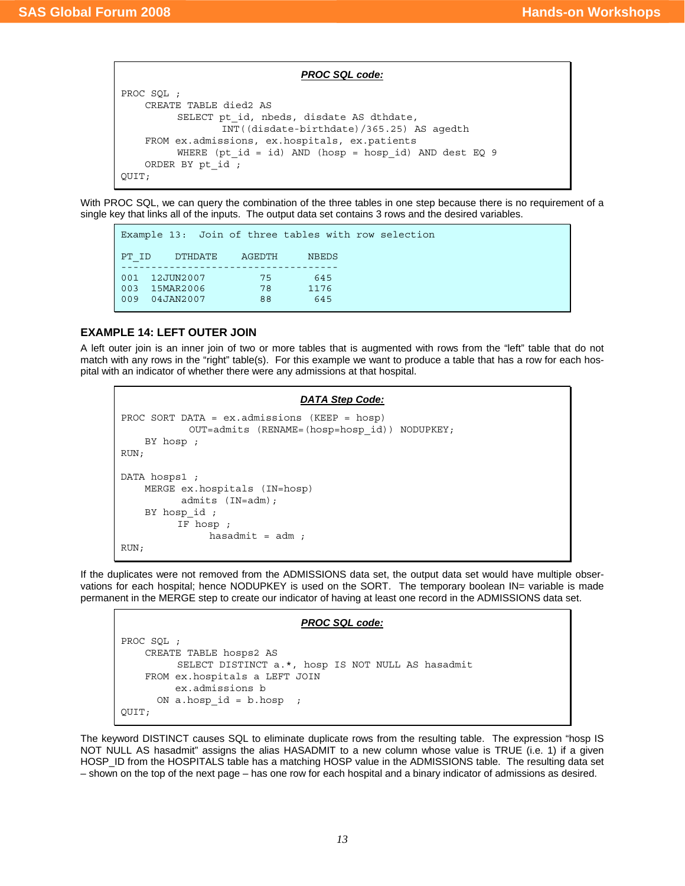**_PROC SQL code:_**

```
PROC SQL ;
    CREATE TABLE died2 AS
         SELECT pt_id, nbeds, disdate AS dthdate,
                INT((disdate-birthdate)/365.25) AS agedth
    FROM ex.admissions, ex.hospitals, ex.patients
         WHERE (pt_id = id) AND (hosp = hosp_id) AND dest EQ 9
    ORDER BY pt_id ;
QUIT;
```

With PROC SQL, we can query the combination of the three tables in one step because there is no requirement of a single key that links all of the inputs. The output data set contains 3 rows and the desired variables.

```
Example 13:  Join of three tables with row selection

PT_ID    DTHDATE     AGEDTH      NBEDS
--------------------------------------
001  12JUN2007          75        645
003  15MAR2006          78       1176
009  04JAN2007          88        645
```

## EXAMPLE 14: LEFT OUTER JOIN

A left outer join is an inner join of two or more tables that is augmented with rows from the "left" table that do not match with any rows in the "right" table(s). For this example we want to produce a table that has a row for each hospital with an indicator of whether there were any admissions at that hospital.

**_DATA Step Code:_**

```
PROC SORT DATA = ex.admissions (KEEP = hosp)
           OUT=admits (RENAME=(hosp=hosp_id)) NODUPKEY;
    BY hosp ;
RUN;

DATA hosps1 ;
    MERGE ex.hospitals (IN=hosp)
          admits (IN=adm);
    BY hosp_id ;
         IF hosp ;
              hasadmit = adm ;
RUN;
```

If the duplicates were not removed from the ADMISSIONS data set, the output data set would have multiple observations for each hospital; hence NODUPKEY is used on the SORT. The temporary boolean IN= variable is made permanent in the MERGE step to create our indicator of having at least one record in the ADMISSIONS data set.

**_PROC SQL code:_**

```
PROC SQL ;
    CREATE TABLE hosps2 AS
         SELECT DISTINCT a.*, hosp IS NOT NULL AS hasadmit
    FROM ex.hospitals a LEFT JOIN
         ex.admissions b
      ON a.hosp_id = b.hosp  ;
QUIT;
```

The keyword DISTINCT causes SQL to eliminate duplicate rows from the resulting table. The expression "hosp IS NOT NULL AS hasadmit" assigns the alias HASADMIT to a new column whose value is TRUE (i.e. 1) if a given HOSP_ID from the HOSPITALS table has a matching HOSP value in the ADMISSIONS table. The resulting data set – shown on the top of the next page – has one row for each hospital and a binary indicator of admissions as desired.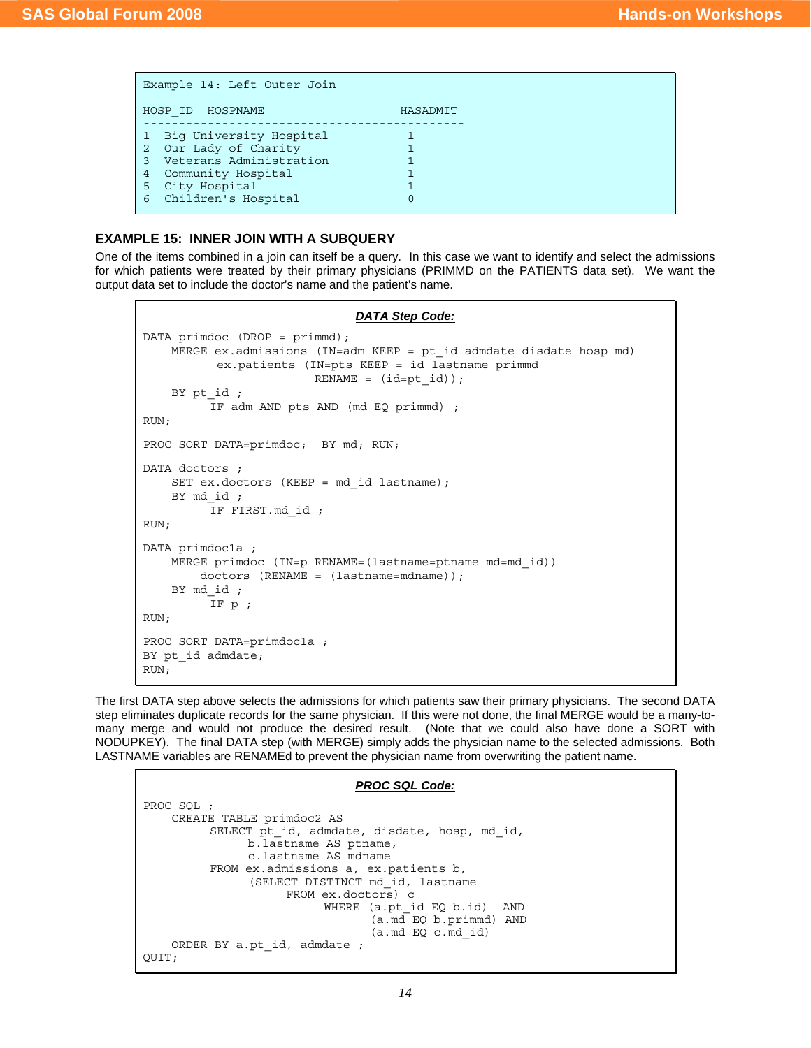```
Example 14: Left Outer Join

HOSP_ID  HOSPNAME                   HASADMIT
---------------------------------------------
1  Big University Hospital           1
2  Our Lady of Charity               1
3  Veterans Administration           1
4  Community Hospital                1
5  City Hospital                     1
6  Children's Hospital               0
```

### EXAMPLE 15: INNER JOIN WITH A SUBQUERY

One of the items combined in a join can itself be a query. In this case we want to identify and select the admissions for which patients were treated by their primary physicians (PRIMMD on the PATIENTS data set). We want the output data set to include the doctor's name and the patient's name.

***DATA Step Code:***

```
DATA primdoc (DROP = primmd);
    MERGE ex.admissions (IN=adm KEEP = pt_id admdate disdate hosp md)
          ex.patients (IN=pts KEEP = id lastname primmd
                        RENAME = (id=pt_id));
    BY pt_id ;
         IF adm AND pts AND (md EQ primmd) ;
RUN;

PROC SORT DATA=primdoc;  BY md; RUN;

DATA doctors ;
    SET ex.doctors (KEEP = md_id lastname);
    BY md_id ;
         IF FIRST.md_id ;
RUN;

DATA primdoc1a ;
    MERGE primdoc (IN=p RENAME=(lastname=ptname md=md_id))
        doctors (RENAME = (lastname=mdname));
    BY md_id ;
         IF p ;
RUN;

PROC SORT DATA=primdoc1a ;
BY pt_id admdate;
RUN;
```

The first DATA step above selects the admissions for which patients saw their primary physicians. The second DATA step eliminates duplicate records for the same physician. If this were not done, the final MERGE would be a many-to-many merge and would not produce the desired result. (Note that we could also have done a SORT with NODUPKEY). The final DATA step (with MERGE) simply adds the physician name to the selected admissions. Both LASTNAME variables are RENAMEd to prevent the physician name from overwriting the patient name.

***PROC SQL Code:***

```
PROC SQL ;
    CREATE TABLE primdoc2 AS
         SELECT pt_id, admdate, disdate, hosp, md_id,
              b.lastname AS ptname,
              c.lastname AS mdname
         FROM ex.admissions a, ex.patients b,
              (SELECT DISTINCT md_id, lastname
                   FROM ex.doctors) c
                        WHERE (a.pt_id EQ b.id)  AND
                              (a.md EQ b.primmd) AND
                              (a.md EQ c.md_id)
    ORDER BY a.pt_id, admdate ;
QUIT;
```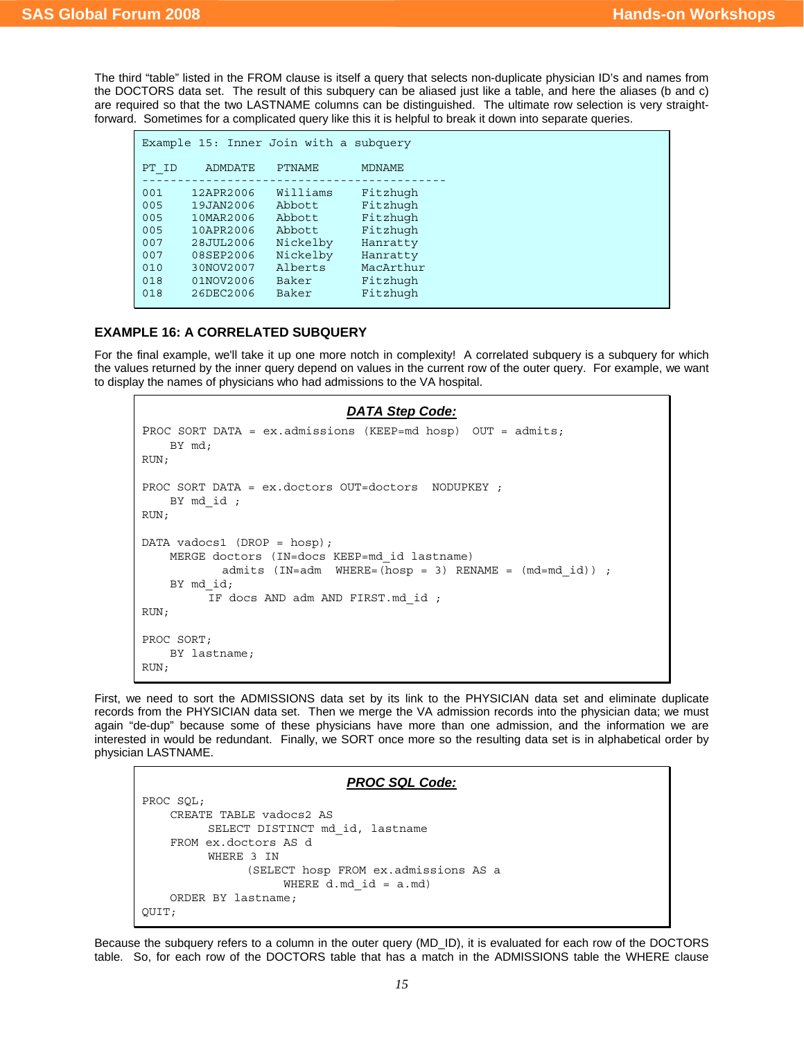The third "table" listed in the FROM clause is itself a query that selects non-duplicate physician ID's and names from the DOCTORS data set. The result of this subquery can be aliased just like a table, and here the aliases (b and c) are required so that the two LASTNAME columns can be distinguished. The ultimate row selection is very straight-forward. Sometimes for a complicated query like this it is helpful to break it down into separate queries.

```
Example 15: Inner Join with a subquery

PT_ID    ADMDATE    PTNAME      MDNAME
-------------------------------------------
001     12APR2006   Williams    Fitzhugh
005     19JAN2006   Abbott      Fitzhugh
005     10MAR2006   Abbott      Fitzhugh
005     10APR2006   Abbott      Fitzhugh
007     28JUL2006   Nickelby    Hanratty
007     08SEP2006   Nickelby    Hanratty
010     30NOV2007   Alberts     MacArthur
018     01NOV2006   Baker       Fitzhugh
018     26DEC2006   Baker       Fitzhugh
```

### EXAMPLE 16: A CORRELATED SUBQUERY

For the final example, we'll take it up one more notch in complexity! A correlated subquery is a subquery for which the values returned by the inner query depend on values in the current row of the outer query. For example, we want to display the names of physicians who had admissions to the VA hospital.

***DATA Step Code:***

```
PROC SORT DATA = ex.admissions (KEEP=md hosp)  OUT = admits;
    BY md;
RUN;

PROC SORT DATA = ex.doctors OUT=doctors  NODUPKEY ;
    BY md_id ;
RUN;

DATA vadocs1 (DROP = hosp);
    MERGE doctors (IN=docs KEEP=md_id lastname)
           admits (IN=adm  WHERE=(hosp = 3) RENAME = (md=md_id)) ;
    BY md_id;
         IF docs AND adm AND FIRST.md_id ;
RUN;

PROC SORT;
    BY lastname;
RUN;
```

First, we need to sort the ADMISSIONS data set by its link to the PHYSICIAN data set and eliminate duplicate records from the PHYSICIAN data set. Then we merge the VA admission records into the physician data; we must again "de-dup" because some of these physicians have more than one admission, and the information we are interested in would be redundant. Finally, we SORT once more so the resulting data set is in alphabetical order by physician LASTNAME.

***PROC SQL Code:***

```
PROC SQL;
    CREATE TABLE vadocs2 AS
         SELECT DISTINCT md_id, lastname
    FROM ex.doctors AS d
         WHERE 3 IN
              (SELECT hosp FROM ex.admissions AS a
                   WHERE d.md_id = a.md)
    ORDER BY lastname;
QUIT;
```

Because the subquery refers to a column in the outer query (MD_ID), it is evaluated for each row of the DOCTORS table. So, for each row of the DOCTORS table that has a match in the ADMISSIONS table the WHERE clause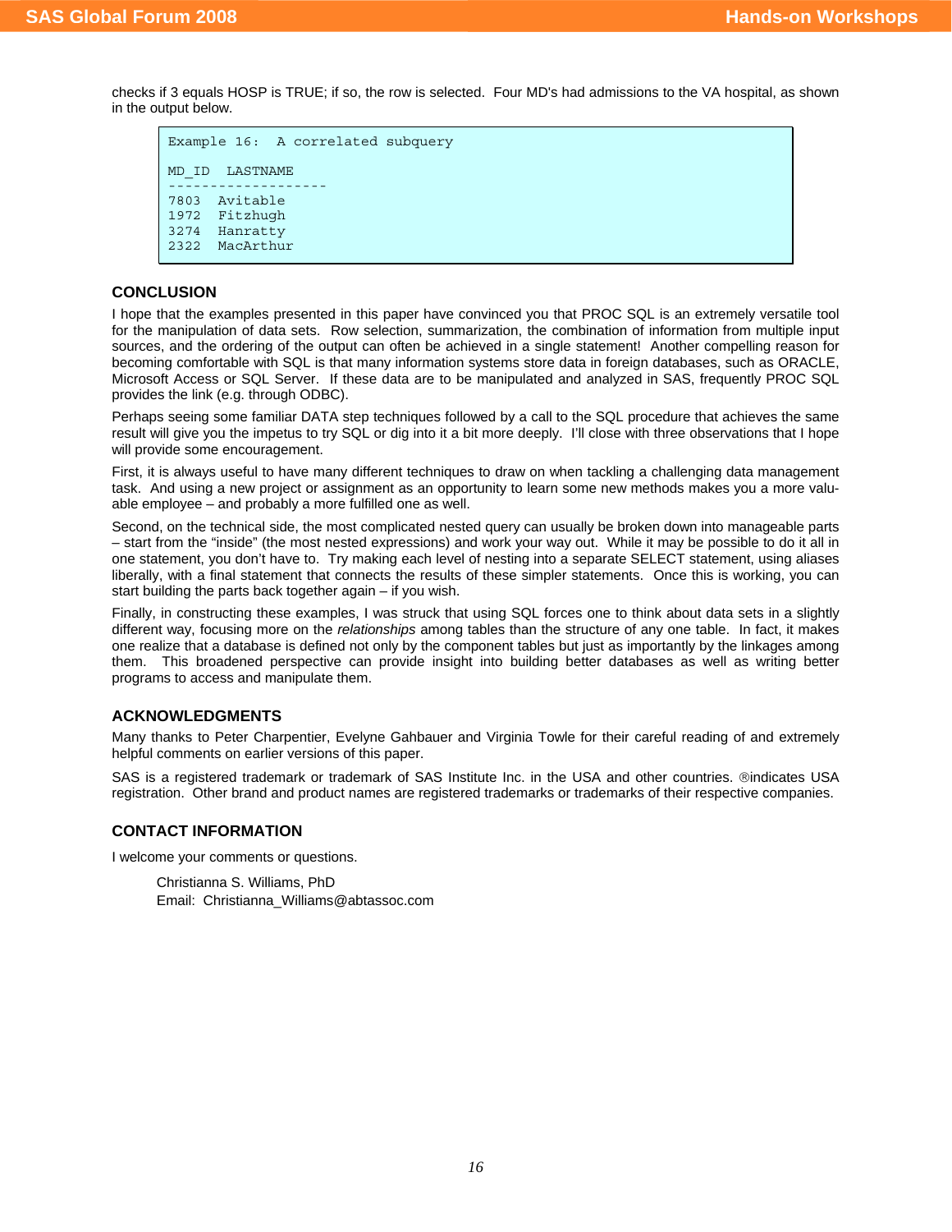checks if 3 equals HOSP is TRUE; if so, the row is selected. Four MD's had admissions to the VA hospital, as shown in the output below.

```
Example 16:  A correlated subquery

MD_ID  LASTNAME
-------------------
7803   Avitable
1972   Fitzhugh
3274   Hanratty
2322   MacArthur
```

## CONCLUSION

I hope that the examples presented in this paper have convinced you that PROC SQL is an extremely versatile tool for the manipulation of data sets. Row selection, summarization, the combination of information from multiple input sources, and the ordering of the output can often be achieved in a single statement! Another compelling reason for becoming comfortable with SQL is that many information systems store data in foreign databases, such as ORACLE, Microsoft Access or SQL Server. If these data are to be manipulated and analyzed in SAS, frequently PROC SQL provides the link (e.g. through ODBC).

Perhaps seeing some familiar DATA step techniques followed by a call to the SQL procedure that achieves the same result will give you the impetus to try SQL or dig into it a bit more deeply. I'll close with three observations that I hope will provide some encouragement.

First, it is always useful to have many different techniques to draw on when tackling a challenging data management task. And using a new project or assignment as an opportunity to learn some new methods makes you a more valuable employee – and probably a more fulfilled one as well.

Second, on the technical side, the most complicated nested query can usually be broken down into manageable parts – start from the "inside" (the most nested expressions) and work your way out. While it may be possible to do it all in one statement, you don't have to. Try making each level of nesting into a separate SELECT statement, using aliases liberally, with a final statement that connects the results of these simpler statements. Once this is working, you can start building the parts back together again – if you wish.

Finally, in constructing these examples, I was struck that using SQL forces one to think about data sets in a slightly different way, focusing more on the *relationships* among tables than the structure of any one table. In fact, it makes one realize that a database is defined not only by the component tables but just as importantly by the linkages among them. This broadened perspective can provide insight into building better databases as well as writing better programs to access and manipulate them.

## ACKNOWLEDGMENTS

Many thanks to Peter Charpentier, Evelyne Gahbauer and Virginia Towle for their careful reading of and extremely helpful comments on earlier versions of this paper.

SAS is a registered trademark or trademark of SAS Institute Inc. in the USA and other countries. ®indicates USA registration. Other brand and product names are registered trademarks or trademarks of their respective companies.

## CONTACT INFORMATION

I welcome your comments or questions.

Christianna S. Williams, PhD
Email: Christianna_Williams@abtassoc.com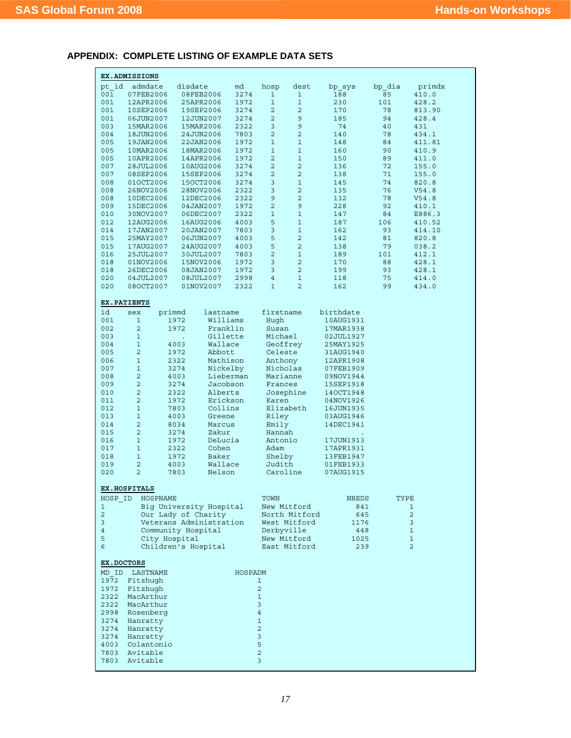## APPENDIX: COMPLETE LISTING OF EXAMPLE DATA SETS

**EX.ADMISSIONS**

| pt_id | admdate | disdate | md | hosp | dest | bp_sys | bp_dia | primdx |
|---|---|---|---|---|---|---|---|---|
| 001 | 07FEB2006 | 08FEB2006 | 3274 | 1 | 1 | 188 | 85 | 410.0 |
| 001 | 12APR2006 | 25APR2006 | 1972 | 1 | 1 | 230 | 101 | 428.2 |
| 001 | 10SEP2006 | 19SEP2006 | 3274 | 2 | 2 | 170 | 78 | 813.90 |
| 001 | 06JUN2007 | 12JUN2007 | 3274 | 2 | 9 | 185 | 94 | 428.4 |
| 003 | 15MAR2006 | 15MAR2006 | 2322 | 3 | 9 | 74 | 40 | 431 |
| 004 | 18JUN2006 | 24JUN2006 | 7803 | 2 | 2 | 140 | 78 | 434.1 |
| 005 | 19JAN2006 | 22JAN2006 | 1972 | 1 | 1 | 148 | 84 | 411.81 |
| 005 | 10MAR2006 | 18MAR2006 | 1972 | 1 | 1 | 160 | 90 | 410.9 |
| 005 | 10APR2006 | 14APR2006 | 1972 | 2 | 1 | 150 | 89 | 411.0 |
| 007 | 28JUL2006 | 10AUG2006 | 3274 | 2 | 2 | 136 | 72 | 155.0 |
| 007 | 08SEP2006 | 15SEP2006 | 3274 | 2 | 2 | 138 | 71 | 155.0 |
| 008 | 01OCT2006 | 15OCT2006 | 3274 | 3 | 1 | 145 | 74 | 820.8 |
| 008 | 26NOV2006 | 28NOV2006 | 2322 | 3 | 2 | 135 | 76 | V54.8 |
| 008 | 10DEC2006 | 12DEC2006 | 2322 | 9 | 2 | 132 | 78 | V54.8 |
| 009 | 15DEC2006 | 04JAN2007 | 1972 | 2 | 9 | 228 | 92 | 410.1 |
| 010 | 30NOV2007 | 06DEC2007 | 2322 | 1 | 1 | 147 | 84 | E886.3 |
| 012 | 12AUG2006 | 16AUG2006 | 4003 | 5 | 1 | 187 | 106 | 410.52 |
| 014 | 17JAN2007 | 20JAN2007 | 7803 | 3 | 1 | 162 | 93 | 414.10 |
| 015 | 25MAY2007 | 06JUN2007 | 4003 | 5 | 2 | 142 | 81 | 820.8 |
| 015 | 17AUG2007 | 24AUG2007 | 4003 | 5 | 2 | 138 | 79 | 038.2 |
| 016 | 25JUL2007 | 30JUL2007 | 7803 | 2 | 1 | 189 | 101 | 412.1 |
| 018 | 01NOV2006 | 15NOV2006 | 1972 | 3 | 2 | 170 | 88 | 428.1 |
| 018 | 26DEC2006 | 08JAN2007 | 1972 | 3 | 2 | 199 | 93 | 428.1 |
| 020 | 04JUL2007 | 08JUL2007 | 2998 | 4 | 1 | 118 | 75 | 414.0 |
| 020 | 08OCT2007 | 01NOV2007 | 2322 | 1 | 2 | 162 | 99 | 434.0 |

**EX.PATIENTS**

| id | sex | primmd | lastname | firstname | birthdate |
|---|---|---|---|---|---|
| 001 | 1 | 1972 | Williams | Hugh | 10AUG1931 |
| 002 | 2 | 1972 | Franklin | Susan | 17MAR1938 |
| 003 | 1 | . | Gillette | Michael | 02JUL1927 |
| 004 | 1 | 4003 | Wallace | Geoffrey | 25MAY1925 |
| 005 | 2 | 1972 | Abbott | Celeste | 31AUG1940 |
| 006 | 1 | 2322 | Mathison | Anthony | 12APR1908 |
| 007 | 1 | 3274 | Nickelby | Nicholas | 07FEB1909 |
| 008 | 2 | 4003 | Lieberman | Marianne | 09NOV1944 |
| 009 | 2 | 3274 | Jacobson | Frances | 15SEP1918 |
| 010 | 2 | 2322 | Alberts | Josephine | 14OCT1948 |
| 011 | 2 | 1972 | Erickson | Karen | 04NOV1926 |
| 012 | 1 | 7803 | Collins | Elizabeth | 16JUN1935 |
| 013 | 1 | 4003 | Greene | Riley | 03AUG1946 |
| 014 | 2 | 8034 | Marcus | Emily | 14DEC1941 |
| 015 | 2 | 3274 | Zakur | Hannah | . |
| 016 | 1 | 1972 | DeLucia | Antonio | 17JUN1913 |
| 017 | 1 | 2322 | Cohen | Adam | 17APR1931 |
| 018 | 1 | 1972 | Baker | Shelby | 13FEB1947 |
| 019 | 2 | 4003 | Wallace | Judith | 01FEB1933 |
| 020 | 2 | 7803 | Nelson | Caroline | 07AUG1915 |

**EX.HOSPITALS**

| HOSP_ID | HOSPNAME | TOWN | NBEDS | TYPE |
|---|---|---|---|---|
| 1 | Big University Hospital | New Mitford | 841 | 1 |
| 2 | Our Lady of Charity | North Mitford | 645 | 2 |
| 3 | Veterans Administration | West Mitford | 1176 | 3 |
| 4 | Community Hospital | Derbyville | 448 | 1 |
| 5 | City Hospital | New Mitford | 1025 | 1 |
| 6 | Children's Hospital | East Mitford | 239 | 2 |

**EX.DOCTORS**

| MD_ID | LASTNAME | HOSPADM |
|---|---|---|
| 1972 | Fitzhugh | 1 |
| 1972 | Fitzhugh | 2 |
| 2322 | MacArthur | 1 |
| 2322 | MacArthur | 3 |
| 2998 | Rosenberg | 4 |
| 3274 | Hanratty | 1 |
| 3274 | Hanratty | 2 |
| 3274 | Hanratty | 3 |
| 4003 | Colantonio | 5 |
| 7803 | Avitable | 2 |
| 7803 | Avitable | 3 |